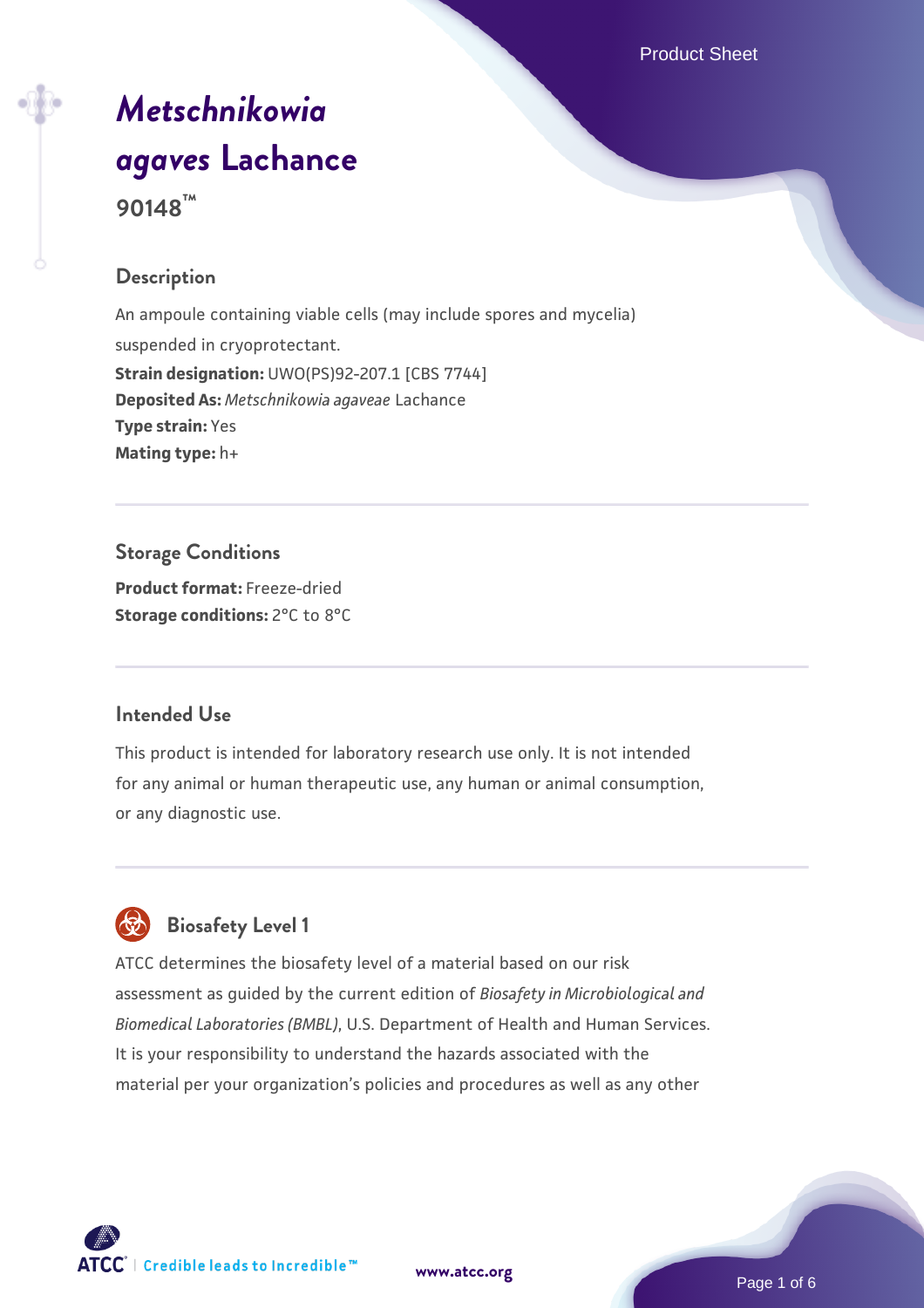# *Metschnikowia agaves* Lachance

**90148™**

## Description

An ampoule containing viable cells (may include spores and mycelia) suspended in cryoprotectant.

**Strain designation:** UWO(PS)92-207.1 [CBS 7744]
**Deposited As:** *Metschnikowia agaveae* Lachance
**Type strain:** Yes
**Mating type:** h+

## Storage Conditions

**Product format:** Freeze-dried
**Storage conditions:** 2°C to 8°C

## Intended Use

This product is intended for laboratory research use only. It is not intended for any animal or human therapeutic use, any human or animal consumption, or any diagnostic use.

## Biosafety Level 1

ATCC determines the biosafety level of a material based on our risk assessment as guided by the current edition of *Biosafety in Microbiological and Biomedical Laboratories (BMBL)*, U.S. Department of Health and Human Services. It is your responsibility to understand the hazards associated with the material per your organization's policies and procedures as well as any other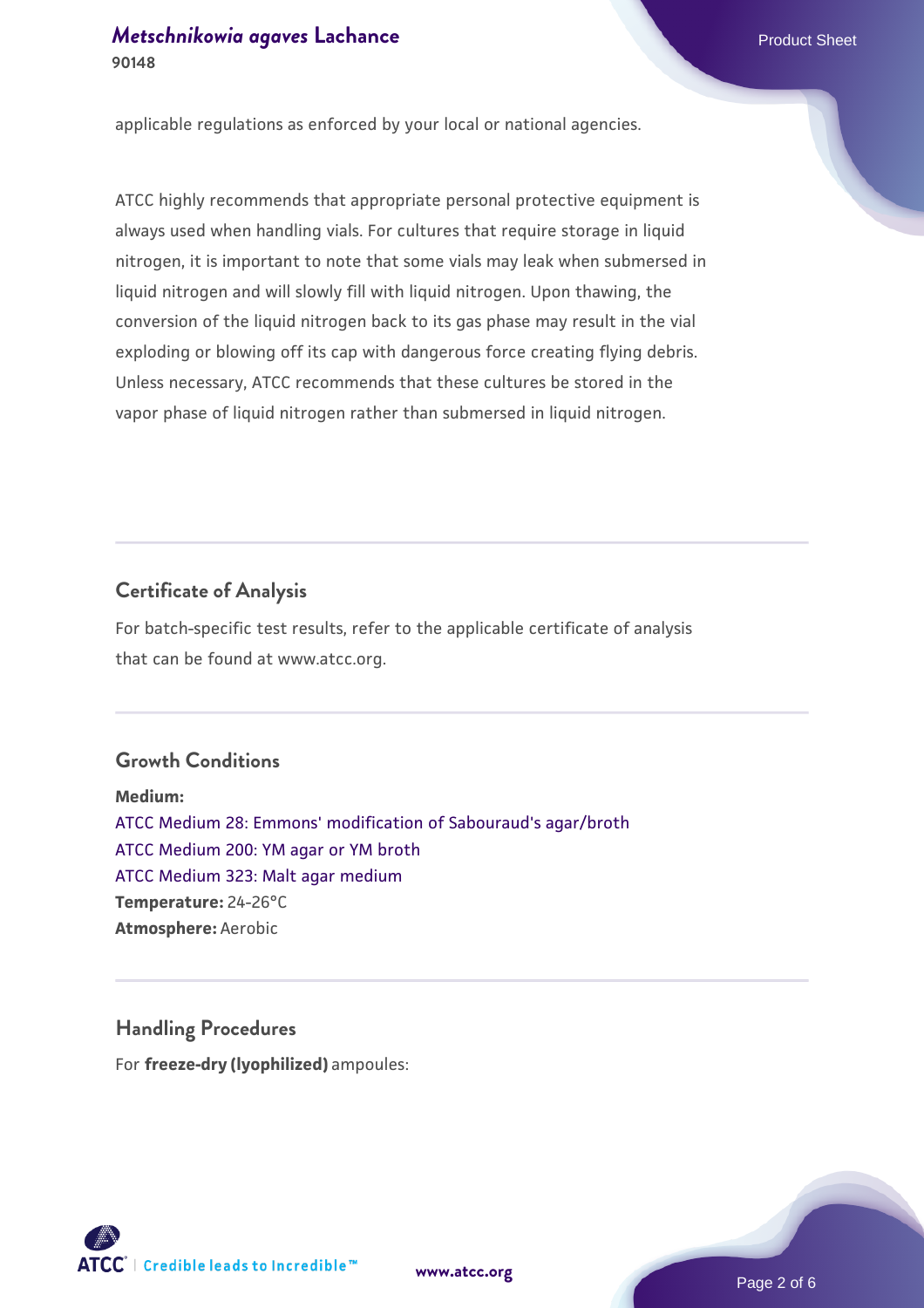applicable regulations as enforced by your local or national agencies.

ATCC highly recommends that appropriate personal protective equipment is always used when handling vials. For cultures that require storage in liquid nitrogen, it is important to note that some vials may leak when submersed in liquid nitrogen and will slowly fill with liquid nitrogen. Upon thawing, the conversion of the liquid nitrogen back to its gas phase may result in the vial exploding or blowing off its cap with dangerous force creating flying debris. Unless necessary, ATCC recommends that these cultures be stored in the vapor phase of liquid nitrogen rather than submersed in liquid nitrogen.

## Certificate of Analysis

For batch-specific test results, refer to the applicable certificate of analysis that can be found at www.atcc.org.

## Growth Conditions

**Medium:**
ATCC Medium 28: Emmons' modification of Sabouraud's agar/broth
ATCC Medium 200: YM agar or YM broth
ATCC Medium 323: Malt agar medium
**Temperature:** 24-26°C
**Atmosphere:** Aerobic

## Handling Procedures

For **freeze-dry (lyophilized)** ampoules: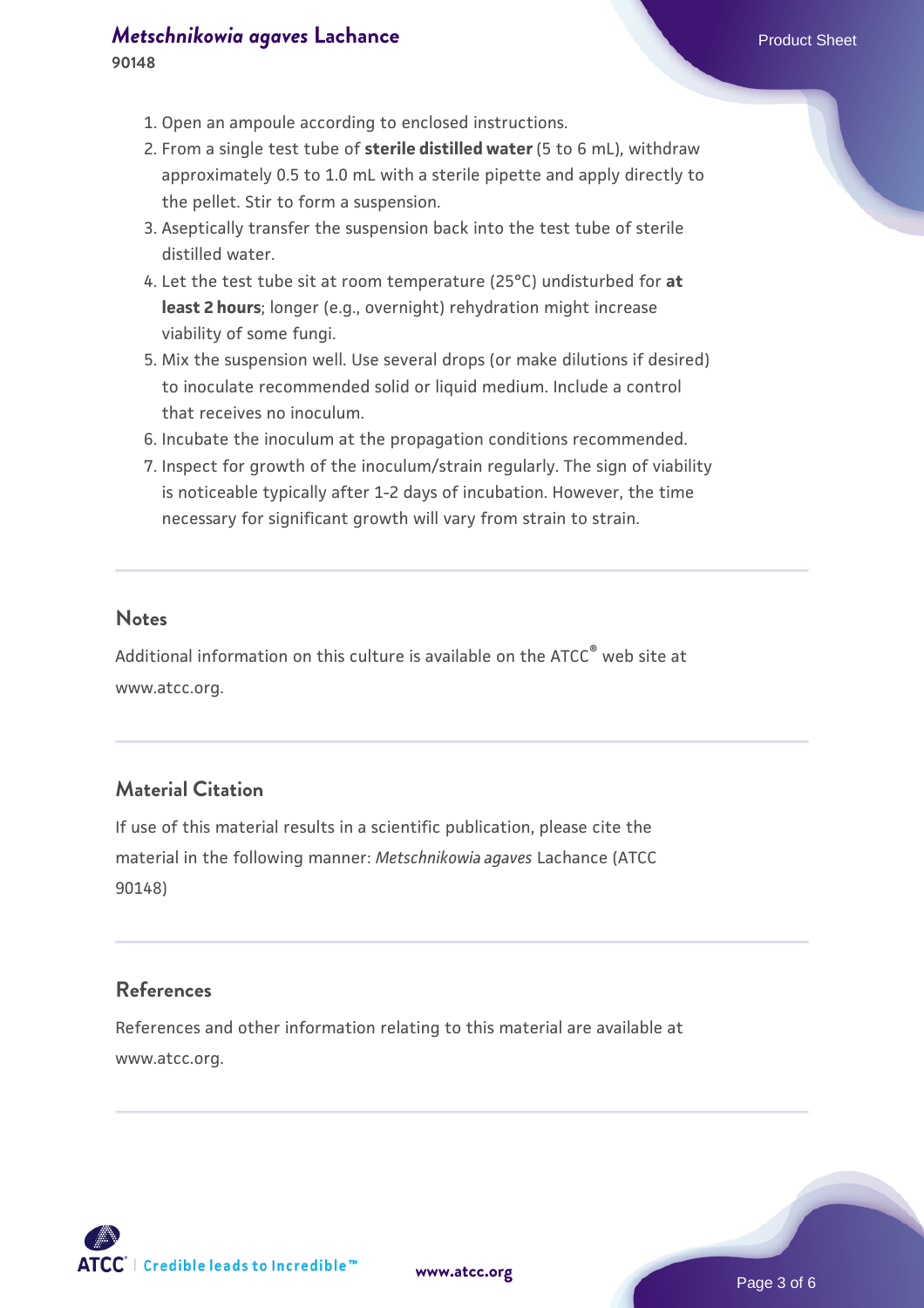1. Open an ampoule according to enclosed instructions.
2. From a single test tube of **sterile distilled water** (5 to 6 mL), withdraw approximately 0.5 to 1.0 mL with a sterile pipette and apply directly to the pellet. Stir to form a suspension.
3. Aseptically transfer the suspension back into the test tube of sterile distilled water.
4. Let the test tube sit at room temperature (25°C) undisturbed for **at least 2 hours**; longer (e.g., overnight) rehydration might increase viability of some fungi.
5. Mix the suspension well. Use several drops (or make dilutions if desired) to inoculate recommended solid or liquid medium. Include a control that receives no inoculum.
6. Incubate the inoculum at the propagation conditions recommended.
7. Inspect for growth of the inoculum/strain regularly. The sign of viability is noticeable typically after 1-2 days of incubation. However, the time necessary for significant growth will vary from strain to strain.

## Notes

Additional information on this culture is available on the ATCC® web site at www.atcc.org.

## Material Citation

If use of this material results in a scientific publication, please cite the material in the following manner: *Metschnikowia agaves* Lachance (ATCC 90148)

## References

References and other information relating to this material are available at www.atcc.org.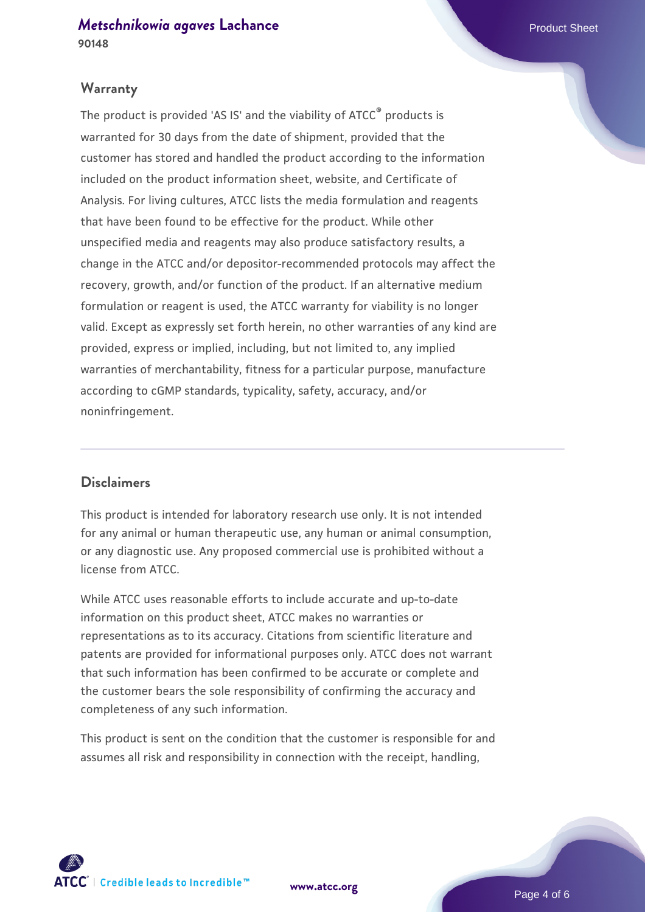## Warranty

The product is provided 'AS IS' and the viability of ATCC® products is warranted for 30 days from the date of shipment, provided that the customer has stored and handled the product according to the information included on the product information sheet, website, and Certificate of Analysis. For living cultures, ATCC lists the media formulation and reagents that have been found to be effective for the product. While other unspecified media and reagents may also produce satisfactory results, a change in the ATCC and/or depositor-recommended protocols may affect the recovery, growth, and/or function of the product. If an alternative medium formulation or reagent is used, the ATCC warranty for viability is no longer valid. Except as expressly set forth herein, no other warranties of any kind are provided, express or implied, including, but not limited to, any implied warranties of merchantability, fitness for a particular purpose, manufacture according to cGMP standards, typicality, safety, accuracy, and/or noninfringement.

## Disclaimers

This product is intended for laboratory research use only. It is not intended for any animal or human therapeutic use, any human or animal consumption, or any diagnostic use. Any proposed commercial use is prohibited without a license from ATCC.

While ATCC uses reasonable efforts to include accurate and up-to-date information on this product sheet, ATCC makes no warranties or representations as to its accuracy. Citations from scientific literature and patents are provided for informational purposes only. ATCC does not warrant that such information has been confirmed to be accurate or complete and the customer bears the sole responsibility of confirming the accuracy and completeness of any such information.

This product is sent on the condition that the customer is responsible for and assumes all risk and responsibility in connection with the receipt, handling,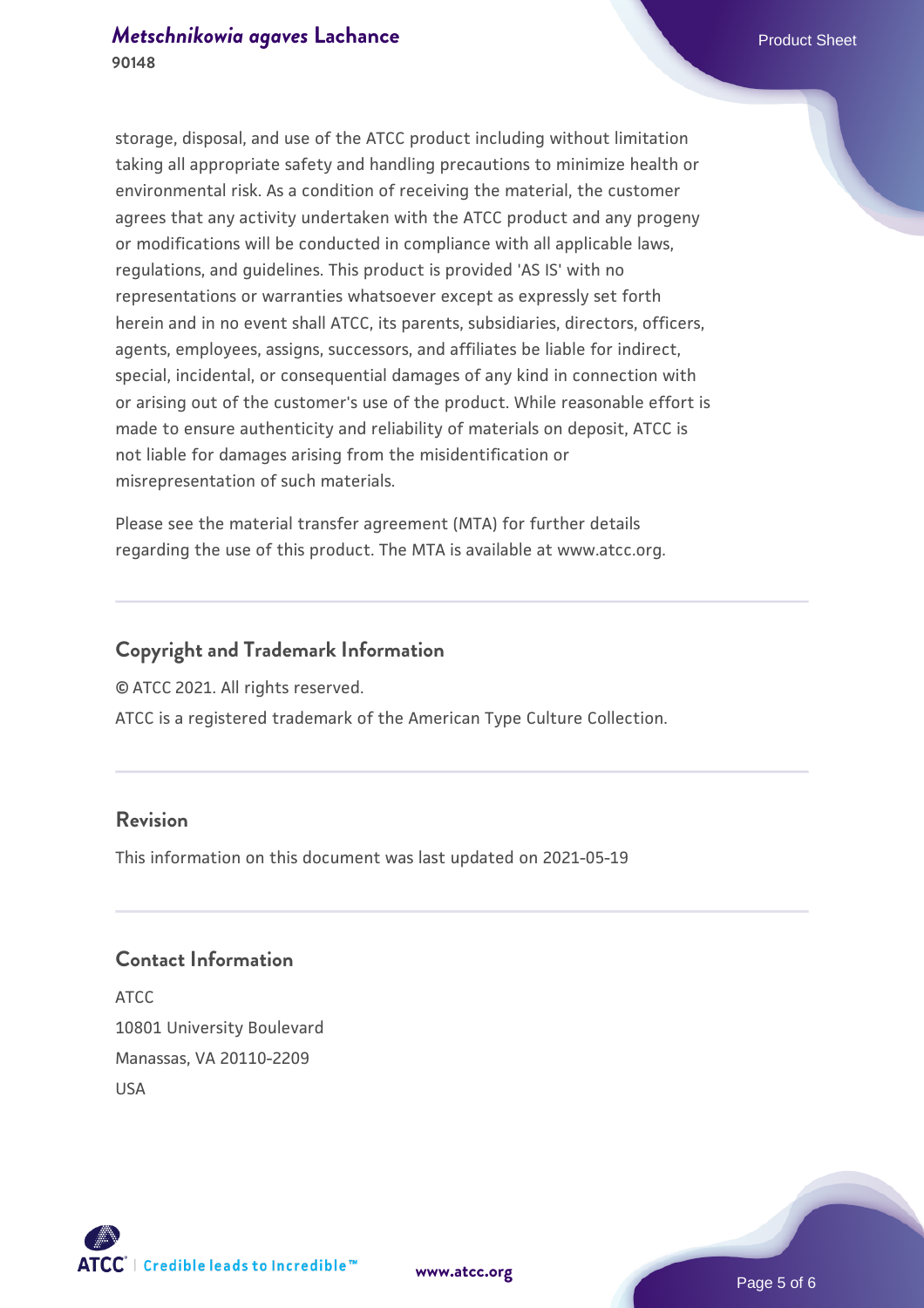storage, disposal, and use of the ATCC product including without limitation taking all appropriate safety and handling precautions to minimize health or environmental risk. As a condition of receiving the material, the customer agrees that any activity undertaken with the ATCC product and any progeny or modifications will be conducted in compliance with all applicable laws, regulations, and guidelines. This product is provided 'AS IS' with no representations or warranties whatsoever except as expressly set forth herein and in no event shall ATCC, its parents, subsidiaries, directors, officers, agents, employees, assigns, successors, and affiliates be liable for indirect, special, incidental, or consequential damages of any kind in connection with or arising out of the customer's use of the product. While reasonable effort is made to ensure authenticity and reliability of materials on deposit, ATCC is not liable for damages arising from the misidentification or misrepresentation of such materials.

Please see the material transfer agreement (MTA) for further details regarding the use of this product. The MTA is available at www.atcc.org.

## Copyright and Trademark Information

© ATCC 2021. All rights reserved.

ATCC is a registered trademark of the American Type Culture Collection.

## Revision

This information on this document was last updated on 2021-05-19

## Contact Information

ATCC
10801 University Boulevard
Manassas, VA 20110-2209
USA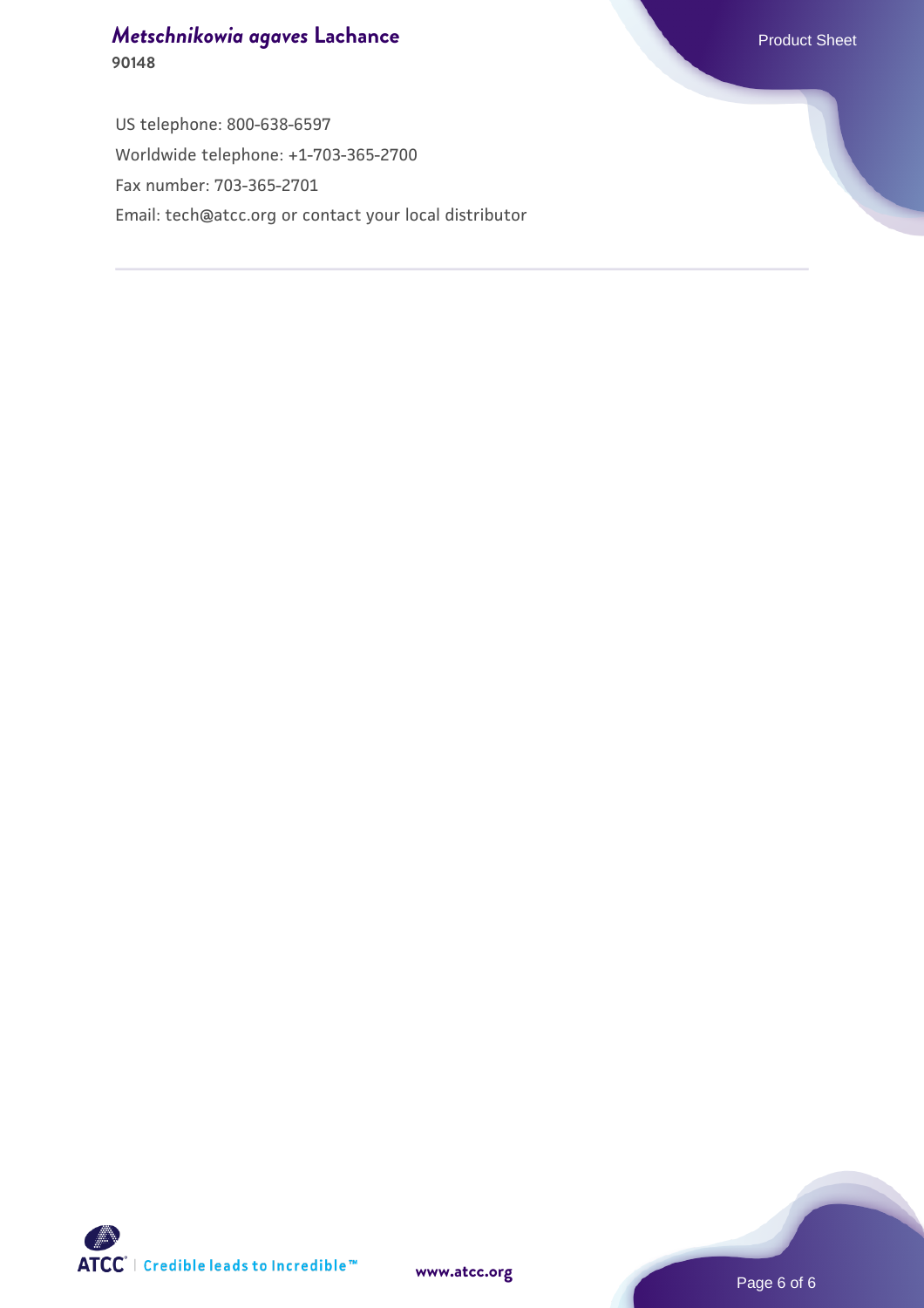US telephone: 800-638-6597

Worldwide telephone: +1-703-365-2700

Fax number: 703-365-2701

Email: tech@atcc.org or contact your local distributor